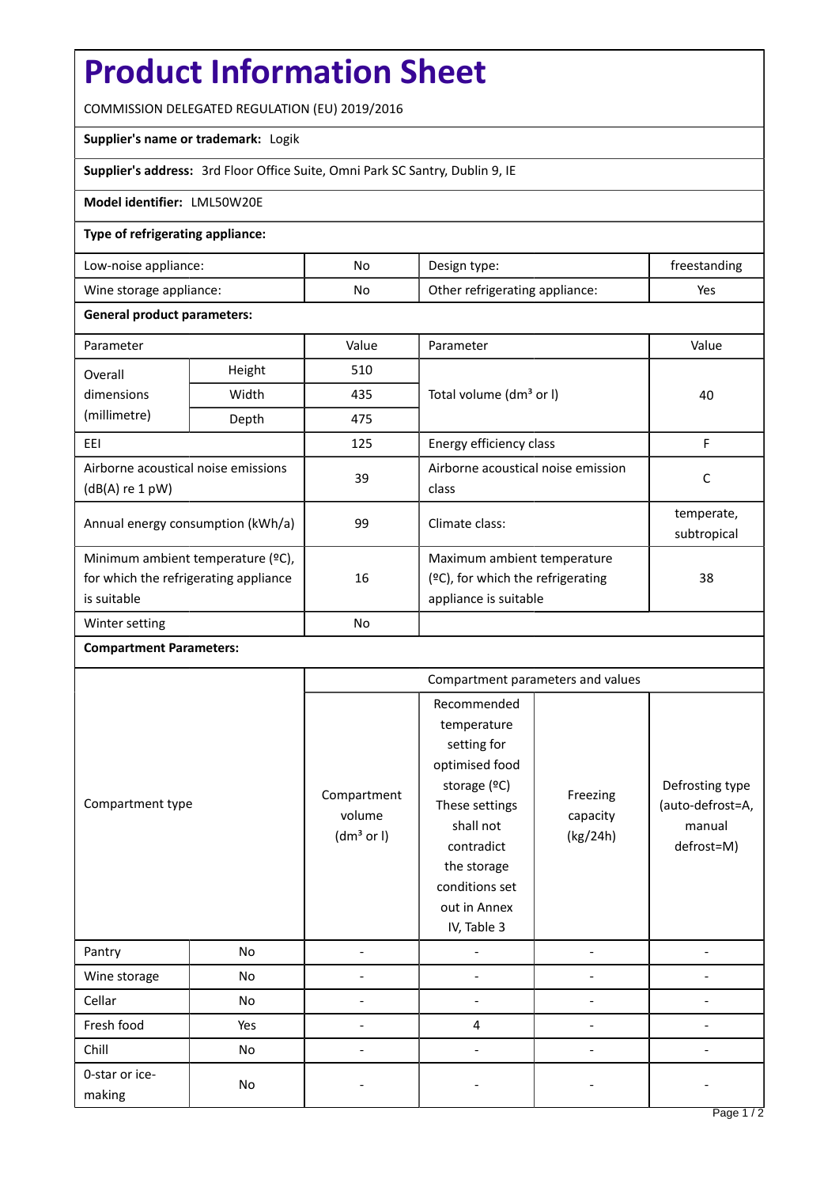# Product Information Sheet

COMMISSION DELEGATED REGULATION (EU) 2019/2016

**Supplier's name or trademark:** Logik

**Supplier's address:** 3rd Floor Office Suite, Omni Park SC Santry, Dublin 9, IE

**Model identifier:** LML50W20E

**Type of refrigerating appliance:**

| | | | |
|---|---|---|---|
| Low-noise appliance: | No | Design type: | freestanding |
| Wine storage appliance: | No | Other refrigerating appliance: | Yes |

**General product parameters:**

| Parameter | | Value | Parameter | Value |
|---|---|---|---|---|
| Overall dimensions (millimetre) | Height | 510 | Total volume (dm³ or l) | 40 |
| | Width | 435 | | |
| | Depth | 475 | | |
| EEI | | 125 | Energy efficiency class | F |
| Airborne acoustical noise emissions (dB(A) re 1 pW) | | 39 | Airborne acoustical noise emission class | C |
| Annual energy consumption (kWh/a) | | 99 | Climate class: | temperate, subtropical |
| Minimum ambient temperature (ºC), for which the refrigerating appliance is suitable | | 16 | Maximum ambient temperature (ºC), for which the refrigerating appliance is suitable | 38 |
| Winter setting | | No | | |

**Compartment Parameters:**

| Compartment type | | Compartment volume (dm³ or l) | Recommended temperature setting for optimised food storage (ºC) These settings shall not contradict the storage conditions set out in Annex IV, Table 3 | Freezing capacity (kg/24h) | Defrosting type (auto-defrost=A, manual defrost=M) |
|---|---|---|---|---|---|
| Pantry | No | - | - | - | - |
| Wine storage | No | - | - | - | - |
| Cellar | No | - | - | - | - |
| Fresh food | Yes | - | 4 | - | - |
| Chill | No | - | - | - | - |
| 0-star or ice-making | No | - | - | - | - |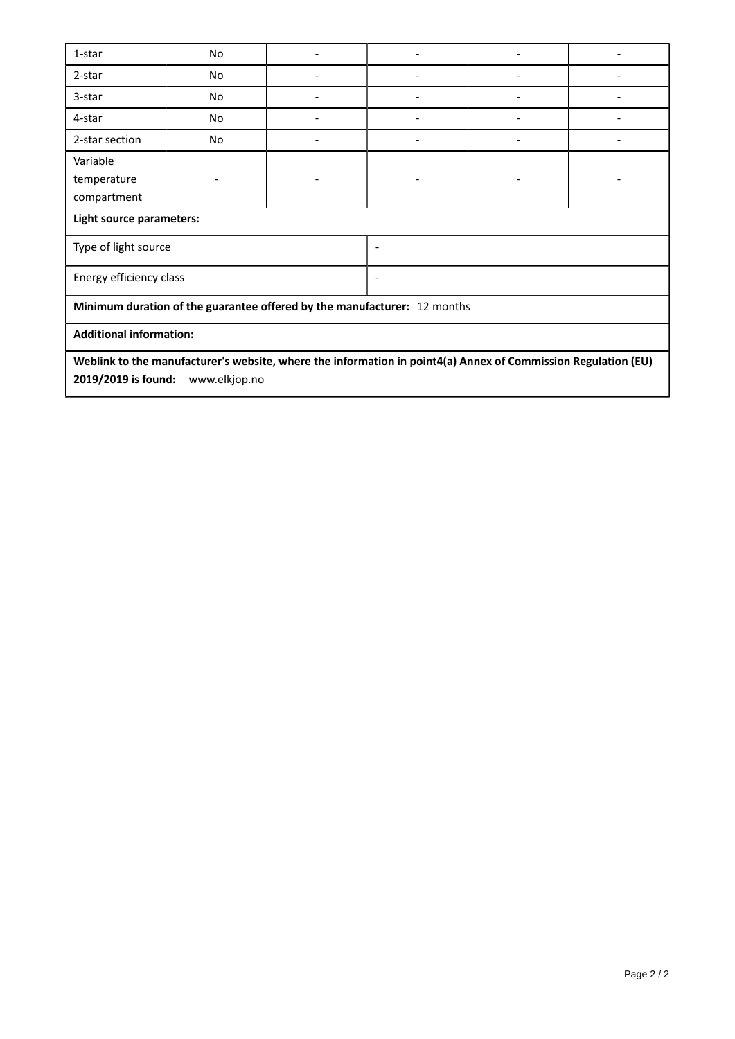| | | | | | |
|---|---|---|---|---|---|
| 1-star | No | - | - | - | - |
| 2-star | No | - | - | - | - |
| 3-star | No | - | - | - | - |
| 4-star | No | - | - | - | - |
| 2-star section | No | - | - | - | - |
| Variable temperature compartment | - | - | - | - | - |

| | |
|---|---|
| **Light source parameters:** | |
| Type of light source | - |
| Energy efficiency class | - |

**Minimum duration of the guarantee offered by the manufacturer:** 12 months

**Additional information:**

**Weblink to the manufacturer's website, where the information in point4(a) Annex of Commission Regulation (EU) 2019/2019 is found:** www.elkjop.no